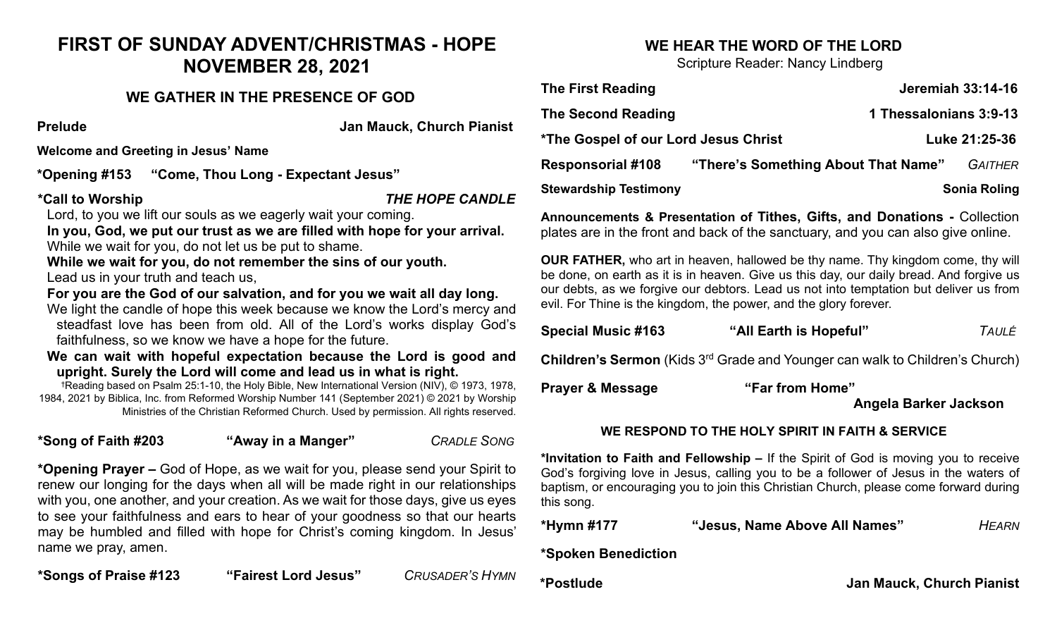# FIRST OF SUNDAY ADVENT/CHRISTMAS - HOPE
# NOVEMBER 28, 2021

## WE GATHER IN THE PRESENCE OF GOD

**Prelude** **Jan Mauck, Church Pianist**

**Welcome and Greeting in Jesus' Name**

**\*Opening #153 "Come, Thou Long - Expectant Jesus"**

**\*Call to Worship** ***THE HOPE CANDLE***

Lord, to you we lift our souls as we eagerly wait your coming.

**In you, God, we put our trust as we are filled with hope for your arrival.**

While we wait for you, do not let us be put to shame.

**While we wait for you, do not remember the sins of our youth.**

Lead us in your truth and teach us,

**For you are the God of our salvation, and for you we wait all day long.**

We light the candle of hope this week because we know the Lord's mercy and steadfast love has been from old. All of the Lord's works display God's faithfulness, so we know we have a hope for the future.

**We can wait with hopeful expectation because the Lord is good and upright. Surely the Lord will come and lead us in what is right.**

†Reading based on Psalm 25:1-10, the Holy Bible, New International Version (NIV), © 1973, 1978, 1984, 2021 by Biblica, Inc. from Reformed Worship Number 141 (September 2021) © 2021 by Worship Ministries of the Christian Reformed Church. Used by permission. All rights reserved.

**\*Song of Faith #203 "Away in a Manger"** *CRADLE SONG*

**\*Opening Prayer –** God of Hope, as we wait for you, please send your Spirit to renew our longing for the days when all will be made right in our relationships with you, one another, and your creation. As we wait for those days, give us eyes to see your faithfulness and ears to hear of your goodness so that our hearts may be humbled and filled with hope for Christ's coming kingdom. In Jesus' name we pray, amen.

**\*Songs of Praise #123 "Fairest Lord Jesus"** *CRUSADER'S HYMN*

## WE HEAR THE WORD OF THE LORD

Scripture Reader: Nancy Lindberg

**The First Reading** **Jeremiah 33:14-16**

**The Second Reading** **1 Thessalonians 3:9-13**

**\*The Gospel of our Lord Jesus Christ** **Luke 21:25-36**

**Responsorial #108 "There's Something About That Name"** *GAITHER*

**Stewardship Testimony** **Sonia Roling**

**Announcements & Presentation of Tithes, Gifts, and Donations -** Collection plates are in the front and back of the sanctuary, and you can also give online.

**OUR FATHER,** who art in heaven, hallowed be thy name. Thy kingdom come, thy will be done, on earth as it is in heaven. Give us this day, our daily bread. And forgive us our debts, as we forgive our debtors. Lead us not into temptation but deliver us from evil. For Thine is the kingdom, the power, and the glory forever.

**Special Music #163 "All Earth is Hopeful"** *TAULÉ*

**Children's Sermon** (Kids 3rd Grade and Younger can walk to Children's Church)

**Prayer & Message "Far from Home"**
**Angela Barker Jackson**

### WE RESPOND TO THE HOLY SPIRIT IN FAITH & SERVICE

**\*Invitation to Faith and Fellowship –** If the Spirit of God is moving you to receive God's forgiving love in Jesus, calling you to be a follower of Jesus in the waters of baptism, or encouraging you to join this Christian Church, please come forward during this song.

**\*Hymn #177 "Jesus, Name Above All Names"** *HEARN*

**\*Spoken Benediction**

**\*Postlude** **Jan Mauck, Church Pianist**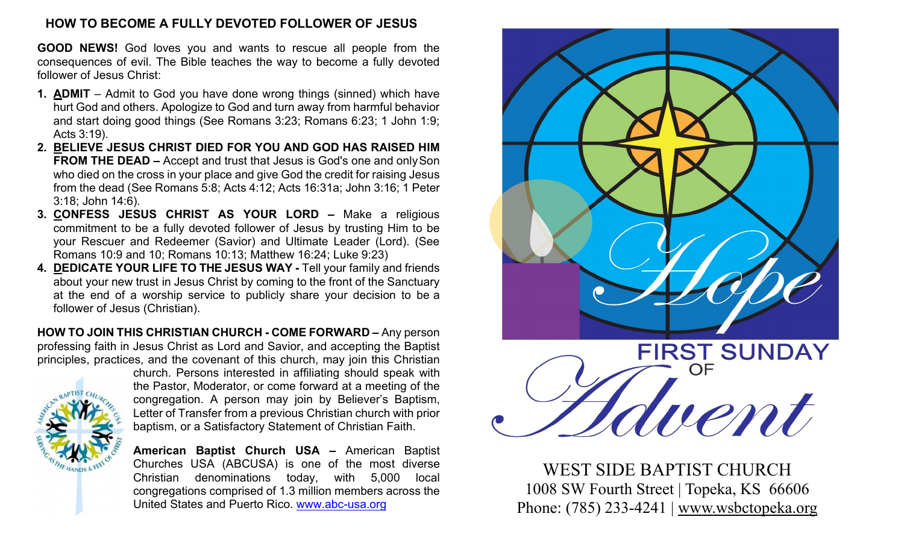## HOW TO BECOME A FULLY DEVOTED FOLLOWER OF JESUS

**GOOD NEWS!** God loves you and wants to rescue all people from the consequences of evil. The Bible teaches the way to become a fully devoted follower of Jesus Christ:

1. **ADMIT** – Admit to God you have done wrong things (sinned) which have hurt God and others. Apologize to God and turn away from harmful behavior and start doing good things (See Romans 3:23; Romans 6:23; 1 John 1:9; Acts 3:19).
2. **BELIEVE JESUS CHRIST DIED FOR YOU AND GOD HAS RAISED HIM FROM THE DEAD –** Accept and trust that Jesus is God's one and only Son who died on the cross in your place and give God the credit for raising Jesus from the dead (See Romans 5:8; Acts 4:12; Acts 16:31a; John 3:16; 1 Peter 3:18; John 14:6).
3. **CONFESS JESUS CHRIST AS YOUR LORD –** Make a religious commitment to be a fully devoted follower of Jesus by trusting Him to be your Rescuer and Redeemer (Savior) and Ultimate Leader (Lord). (See Romans 10:9 and 10; Romans 10:13; Matthew 16:24; Luke 9:23)
4. **DEDICATE YOUR LIFE TO THE JESUS WAY -** Tell your family and friends about your new trust in Jesus Christ by coming to the front of the Sanctuary at the end of a worship service to publicly share your decision to be a follower of Jesus (Christian).

**HOW TO JOIN THIS CHRISTIAN CHURCH - COME FORWARD –** Any person professing faith in Jesus Christ as Lord and Savior, and accepting the Baptist principles, practices, and the covenant of this church, may join this Christian church. Persons interested in affiliating should speak with the Pastor, Moderator, or come forward at a meeting of the congregation. A person may join by Believer's Baptism, Letter of Transfer from a previous Christian church with prior baptism, or a Satisfactory Statement of Christian Faith.

**American Baptist Church USA –** American Baptist Churches USA (ABCUSA) is one of the most diverse Christian denominations today, with 5,000 local congregations comprised of 1.3 million members across the United States and Puerto Rico. www.abc-usa.org

Hope

FIRST SUNDAY OF Advent

WEST SIDE BAPTIST CHURCH
1008 SW Fourth Street | Topeka, KS 66606
Phone: (785) 233-4241 | www.wsbctopeka.org